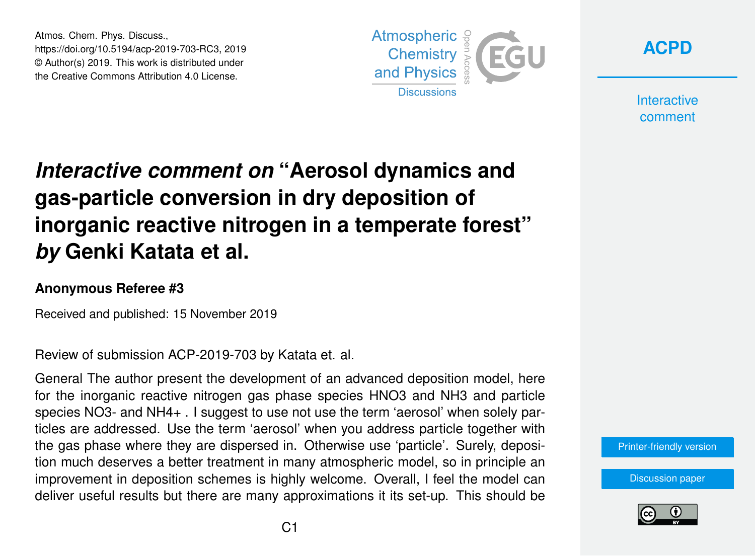# *Interactive comment on* "Aerosol dynamics and gas-particle conversion in dry deposition of inorganic reactive nitrogen in a temperate forest" *by* Genki Katata et al.

**Anonymous Referee #3**

Received and published: 15 November 2019

Review of submission ACP-2019-703 by Katata et. al.

General The author present the development of an advanced deposition model, here for the inorganic reactive nitrogen gas phase species $HNO_3$ and $NH_3$ and particle species $NO_3^-$ and $NH_4^+$ . I suggest to use not use the term 'aerosol' when solely particles are addressed. Use the term 'aerosol' when you address particle together with the gas phase where they are dispersed in. Otherwise use 'particle'. Surely, deposition much deserves a better treatment in many atmospheric model, so in principle an improvement in deposition schemes is highly welcome. Overall, I feel the model can deliver useful results but there are many approximations it its set-up. This should be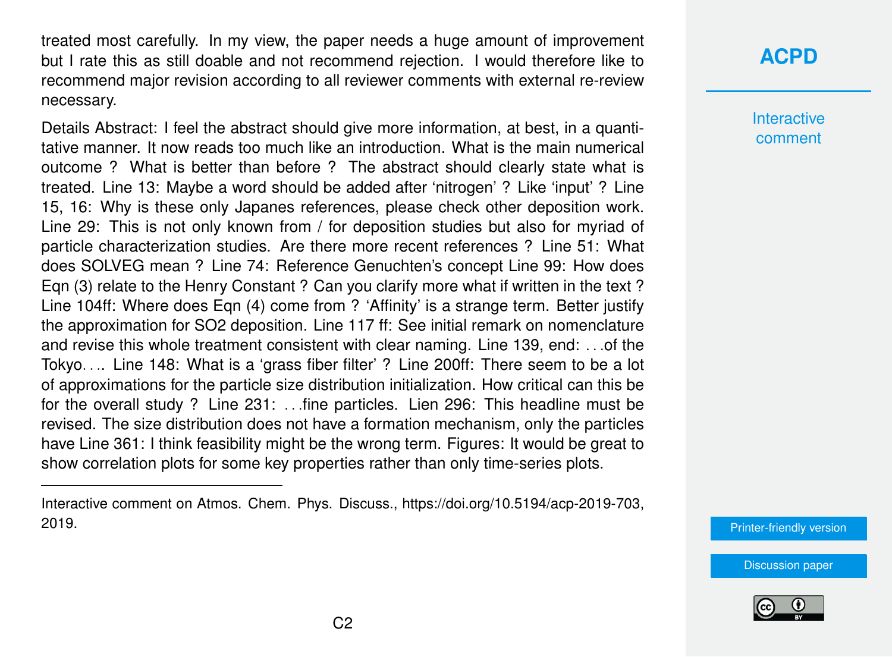treated most carefully. In my view, the paper needs a huge amount of improvement but I rate this as still doable and not recommend rejection. I would therefore like to recommend major revision according to all reviewer comments with external re-review necessary.

Details Abstract: I feel the abstract should give more information, at best, in a quantitative manner. It now reads too much like an introduction. What is the main numerical outcome ? What is better than before ? The abstract should clearly state what is treated. Line 13: Maybe a word should be added after 'nitrogen' ? Like 'input' ? Line 15, 16: Why is these only Japanes references, please check other deposition work. Line 29: This is not only known from / for deposition studies but also for myriad of particle characterization studies. Are there more recent references ? Line 51: What does SOLVEG mean ? Line 74: Reference Genuchten's concept Line 99: How does Eqn (3) relate to the Henry Constant ? Can you clarify more what if written in the text ? Line 104ff: Where does Eqn (4) come from ? 'Affinity' is a strange term. Better justify the approximation for $SO_2$ deposition. Line 117 ff: See initial remark on nomenclature and revise this whole treatment consistent with clear naming. Line 139, end: ...of the Tokyo.... Line 148: What is a 'grass fiber filter' ? Line 200ff: There seem to be a lot of approximations for the particle size distribution initialization. How critical can this be for the overall study ? Line 231: ...fine particles. Lien 296: This headline must be revised. The size distribution does not have a formation mechanism, only the particles have Line 361: I think feasibility might be the wrong term. Figures: It would be great to show correlation plots for some key properties rather than only time-series plots.

---

Interactive comment on Atmos. Chem. Phys. Discuss., https://doi.org/10.5194/acp-2019-703, 2019.